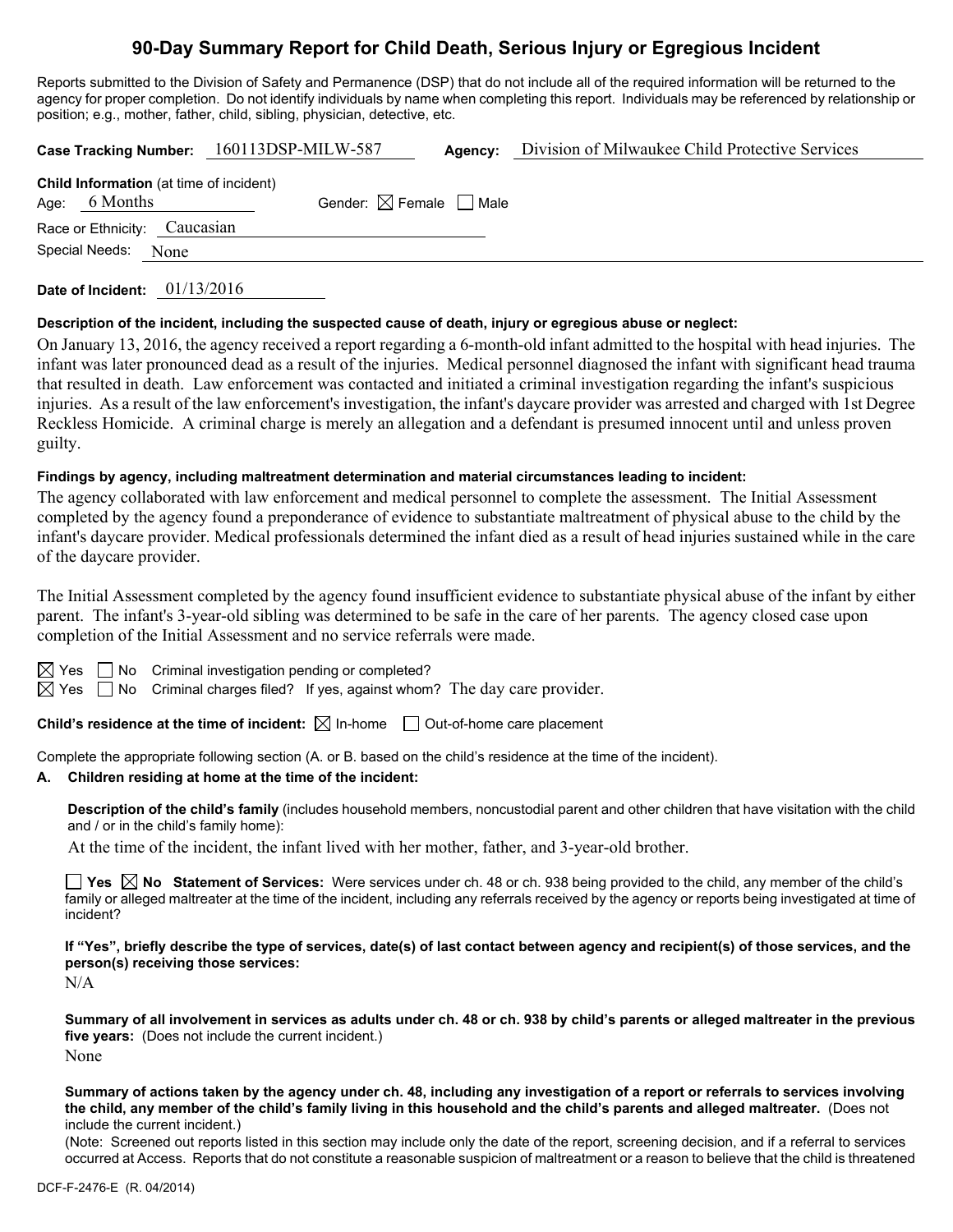# 90-Day Summary Report for Child Death, Serious Injury or Egregious Incident

Reports submitted to the Division of Safety and Permanence (DSP) that do not include all of the required information will be returned to the agency for proper completion. Do not identify individuals by name when completing this report. Individuals may be referenced by relationship or position; e.g., mother, father, child, sibling, physician, detective, etc.

**Case Tracking Number:** 160113DSP-MILW-587 **Agency:** Division of Milwaukee Child Protective Services

**Child Information** (at time of incident)

Age: 6 Months Gender: ☒ Female ☐ Male

Race or Ethnicity: Caucasian

Special Needs: None

**Date of Incident:** 01/13/2016

**Description of the incident, including the suspected cause of death, injury or egregious abuse or neglect:**

On January 13, 2016, the agency received a report regarding a 6-month-old infant admitted to the hospital with head injuries. The infant was later pronounced dead as a result of the injuries. Medical personnel diagnosed the infant with significant head trauma that resulted in death. Law enforcement was contacted and initiated a criminal investigation regarding the infant's suspicious injuries. As a result of the law enforcement's investigation, the infant's daycare provider was arrested and charged with 1st Degree Reckless Homicide. A criminal charge is merely an allegation and a defendant is presumed innocent until and unless proven guilty.

**Findings by agency, including maltreatment determination and material circumstances leading to incident:**

The agency collaborated with law enforcement and medical personnel to complete the assessment. The Initial Assessment completed by the agency found a preponderance of evidence to substantiate maltreatment of physical abuse to the child by the infant's daycare provider. Medical professionals determined the infant died as a result of head injuries sustained while in the care of the daycare provider.

The Initial Assessment completed by the agency found insufficient evidence to substantiate physical abuse of the infant by either parent. The infant's 3-year-old sibling was determined to be safe in the care of her parents. The agency closed case upon completion of the Initial Assessment and no service referrals were made.

☒ Yes ☐ No Criminal investigation pending or completed?

☒ Yes ☐ No Criminal charges filed? If yes, against whom? The day care provider.

**Child's residence at the time of incident:** ☒ In-home ☐ Out-of-home care placement

Complete the appropriate following section (A. or B. based on the child's residence at the time of the incident).

**A. Children residing at home at the time of the incident:**

**Description of the child's family** (includes household members, noncustodial parent and other children that have visitation with the child and / or in the child's family home):

At the time of the incident, the infant lived with her mother, father, and 3-year-old brother.

☐ **Yes** ☒ **No Statement of Services:** Were services under ch. 48 or ch. 938 being provided to the child, any member of the child's family or alleged maltreater at the time of the incident, including any referrals received by the agency or reports being investigated at time of incident?

**If "Yes", briefly describe the type of services, date(s) of last contact between agency and recipient(s) of those services, and the person(s) receiving those services:**

N/A

**Summary of all involvement in services as adults under ch. 48 or ch. 938 by child's parents or alleged maltreater in the previous five years:** (Does not include the current incident.)

None

**Summary of actions taken by the agency under ch. 48, including any investigation of a report or referrals to services involving the child, any member of the child's family living in this household and the child's parents and alleged maltreater.** (Does not include the current incident.)

(Note: Screened out reports listed in this section may include only the date of the report, screening decision, and if a referral to services occurred at Access. Reports that do not constitute a reasonable suspicion of maltreatment or a reason to believe that the child is threatened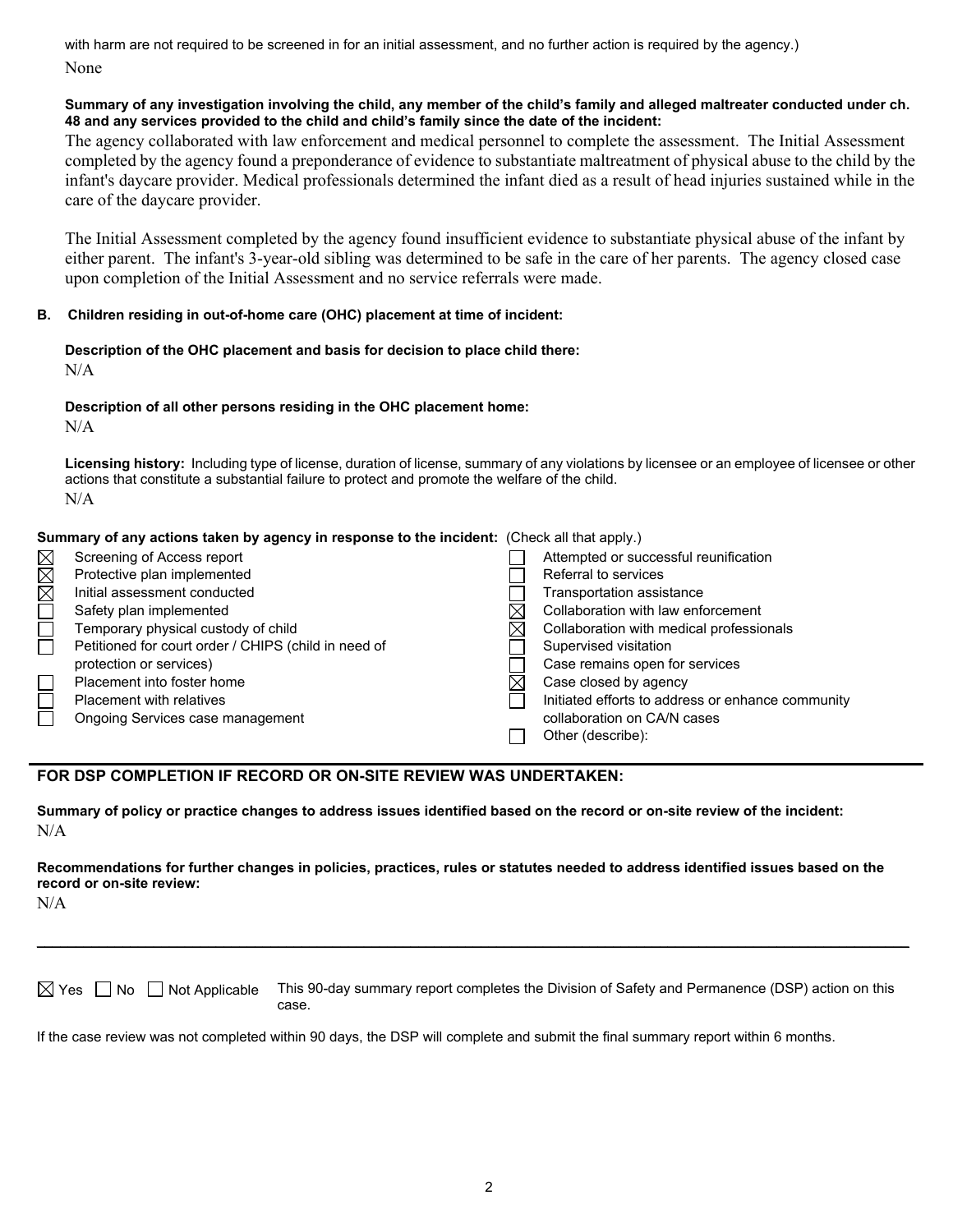with harm are not required to be screened in for an initial assessment, and no further action is required by the agency.)

None

**Summary of any investigation involving the child, any member of the child's family and alleged maltreater conducted under ch. 48 and any services provided to the child and child's family since the date of the incident:**

The agency collaborated with law enforcement and medical personnel to complete the assessment. The Initial Assessment completed by the agency found a preponderance of evidence to substantiate maltreatment of physical abuse to the child by the infant's daycare provider. Medical professionals determined the infant died as a result of head injuries sustained while in the care of the daycare provider.

The Initial Assessment completed by the agency found insufficient evidence to substantiate physical abuse of the infant by either parent. The infant's 3-year-old sibling was determined to be safe in the care of her parents. The agency closed case upon completion of the Initial Assessment and no service referrals were made.

**B. Children residing in out-of-home care (OHC) placement at time of incident:**

**Description of the OHC placement and basis for decision to place child there:**

N/A

**Description of all other persons residing in the OHC placement home:**

N/A

**Licensing history:** Including type of license, duration of license, summary of any violations by licensee or an employee of licensee or other actions that constitute a substantial failure to protect and promote the welfare of the child.

N/A

**Summary of any actions taken by agency in response to the incident:** (Check all that apply.)

- ☒ Screening of Access report
- ☒ Protective plan implemented
- ☒ Initial assessment conducted
- ☐ Safety plan implemented
- ☐ Temporary physical custody of child
- ☐ Petitioned for court order / CHIPS (child in need of protection or services)
- ☐ Placement into foster home
- ☐ Placement with relatives
- ☐ Ongoing Services case management
- ☐ Attempted or successful reunification
- ☐ Referral to services
- ☐ Transportation assistance
- ☒ Collaboration with law enforcement
- ☒ Collaboration with medical professionals
- ☐ Supervised visitation
- ☐ Case remains open for services
- ☒ Case closed by agency
- ☐ Initiated efforts to address or enhance community collaboration on CA/N cases
- ☐ Other (describe):

## FOR DSP COMPLETION IF RECORD OR ON-SITE REVIEW WAS UNDERTAKEN:

**Summary of policy or practice changes to address issues identified based on the record or on-site review of the incident:**

N/A

**Recommendations for further changes in policies, practices, rules or statutes needed to address identified issues based on the record or on-site review:**

N/A

---

☒ Yes ☐ No ☐ Not Applicable This 90-day summary report completes the Division of Safety and Permanence (DSP) action on this case.

If the case review was not completed within 90 days, the DSP will complete and submit the final summary report within 6 months.